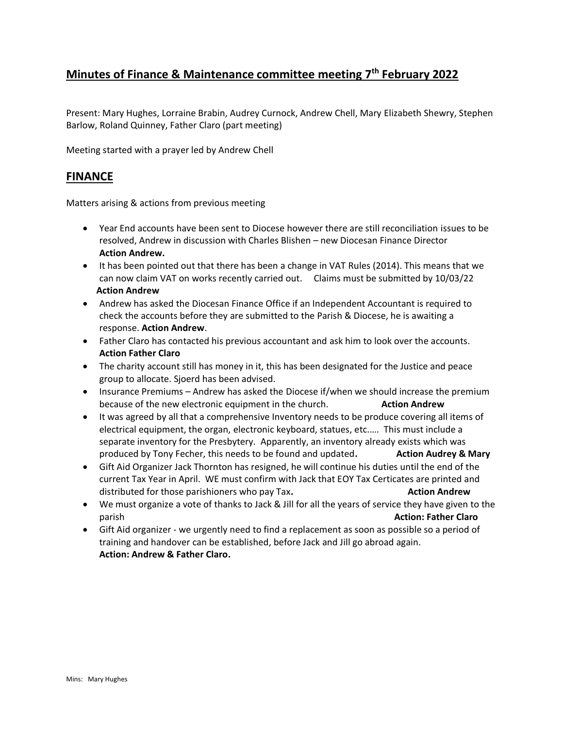# Minutes of Finance & Maintenance committee meeting 7th February 2022

Present: Mary Hughes, Lorraine Brabin, Audrey Curnock, Andrew Chell, Mary Elizabeth Shewry, Stephen Barlow, Roland Quinney, Father Claro (part meeting)

Meeting started with a prayer led by Andrew Chell

## FINANCE

Matters arising & actions from previous meeting

- Year End accounts have been sent to Diocese however there are still reconciliation issues to be resolved, Andrew in discussion with Charles Blishen – new Diocesan Finance Director **Action Andrew.**
- It has been pointed out that there has been a change in VAT Rules (2014). This means that we can now claim VAT on works recently carried out. Claims must be submitted by 10/03/22 **Action Andrew**
- Andrew has asked the Diocesan Finance Office if an Independent Accountant is required to check the accounts before they are submitted to the Parish & Diocese, he is awaiting a response. **Action Andrew**.
- Father Claro has contacted his previous accountant and ask him to look over the accounts. **Action Father Claro**
- The charity account still has money in it, this has been designated for the Justice and peace group to allocate. Sjoerd has been advised.
- Insurance Premiums – Andrew has asked the Diocese if/when we should increase the premium because of the new electronic equipment in the church. **Action Andrew**
- It was agreed by all that a comprehensive Inventory needs to be produce covering all items of electrical equipment, the organ, electronic keyboard, statues, etc..... This must include a separate inventory for the Presbytery. Apparently, an inventory already exists which was produced by Tony Fecher, this needs to be found and updated**.** **Action Audrey & Mary**
- Gift Aid Organizer Jack Thornton has resigned, he will continue his duties until the end of the current Tax Year in April. WE must confirm with Jack that EOY Tax Certicates are printed and distributed for those parishioners who pay Tax**.** **Action Andrew**
- We must organize a vote of thanks to Jack & Jill for all the years of service they have given to the parish **Action: Father Claro**
- Gift Aid organizer - we urgently need to find a replacement as soon as possible so a period of training and handover can be established, before Jack and Jill go abroad again. **Action: Andrew & Father Claro.**

Mins: Mary Hughes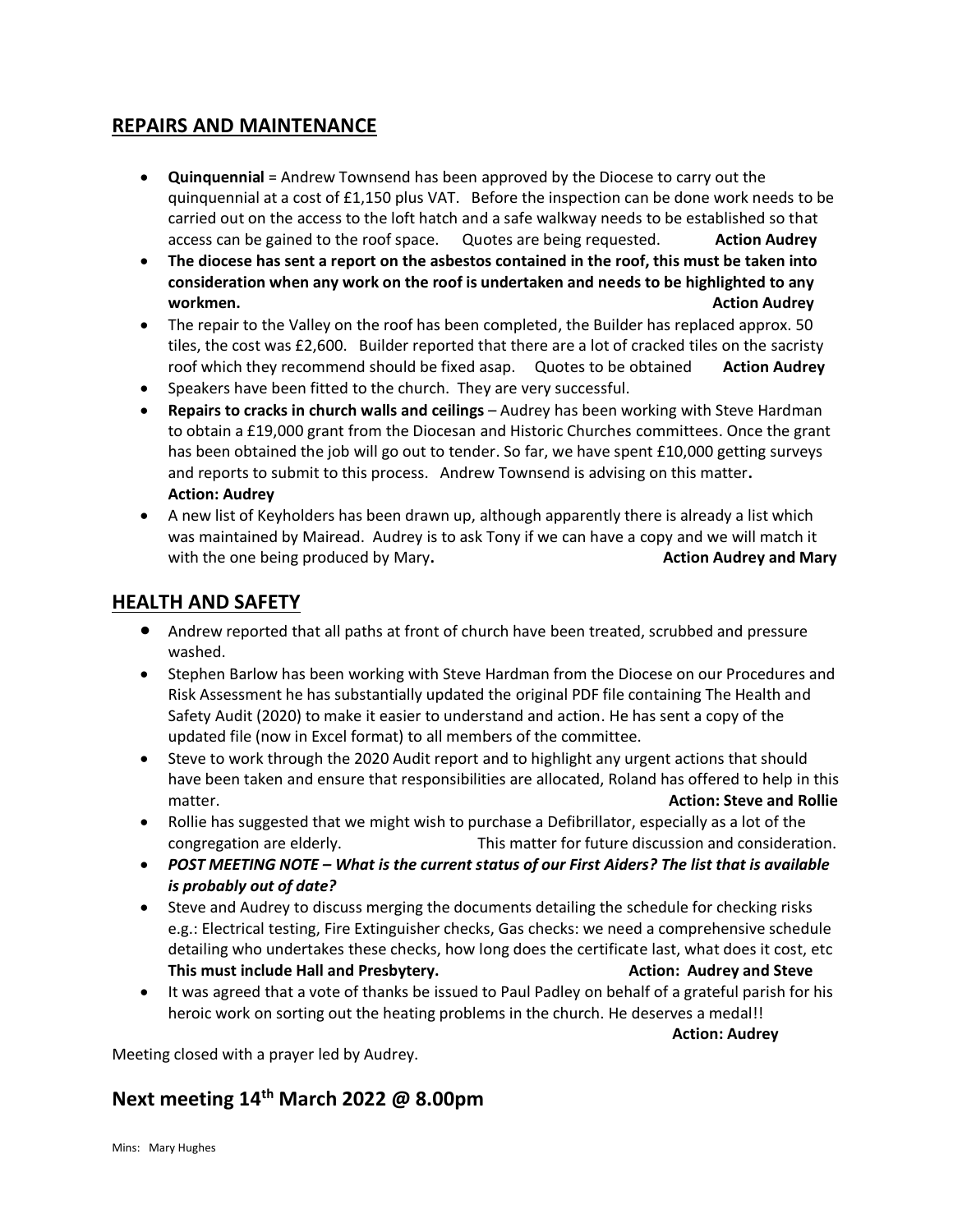## REPAIRS AND MAINTENANCE

- **Quinquennial** = Andrew Townsend has been approved by the Diocese to carry out the quinquennial at a cost of £1,150 plus VAT. Before the inspection can be done work needs to be carried out on the access to the loft hatch and a safe walkway needs to be established so that access can be gained to the roof space. Quotes are being requested. **Action Audrey**
- **The diocese has sent a report on the asbestos contained in the roof, this must be taken into consideration when any work on the roof is undertaken and needs to be highlighted to any workmen. Action Audrey**
- The repair to the Valley on the roof has been completed, the Builder has replaced approx. 50 tiles, the cost was £2,600. Builder reported that there are a lot of cracked tiles on the sacristy roof which they recommend should be fixed asap. Quotes to be obtained **Action Audrey**
- Speakers have been fitted to the church. They are very successful.
- **Repairs to cracks in church walls and ceilings** – Audrey has been working with Steve Hardman to obtain a £19,000 grant from the Diocesan and Historic Churches committees. Once the grant has been obtained the job will go out to tender. So far, we have spent £10,000 getting surveys and reports to submit to this process. Andrew Townsend is advising on this matter**.** **Action: Audrey**
- A new list of Keyholders has been drawn up, although apparently there is already a list which was maintained by Mairead. Audrey is to ask Tony if we can have a copy and we will match it with the one being produced by Mary**.** **Action Audrey and Mary**

## HEALTH AND SAFETY

- Andrew reported that all paths at front of church have been treated, scrubbed and pressure washed.
- Stephen Barlow has been working with Steve Hardman from the Diocese on our Procedures and Risk Assessment he has substantially updated the original PDF file containing The Health and Safety Audit (2020) to make it easier to understand and action. He has sent a copy of the updated file (now in Excel format) to all members of the committee.
- Steve to work through the 2020 Audit report and to highlight any urgent actions that should have been taken and ensure that responsibilities are allocated, Roland has offered to help in this matter. **Action: Steve and Rollie**
- Rollie has suggested that we might wish to purchase a Defibrillator, especially as a lot of the congregation are elderly. This matter for future discussion and consideration.
- ***POST MEETING NOTE – What is the current status of our First Aiders? The list that is available is probably out of date?***
- Steve and Audrey to discuss merging the documents detailing the schedule for checking risks e.g.: Electrical testing, Fire Extinguisher checks, Gas checks: we need a comprehensive schedule detailing who undertakes these checks, how long does the certificate last, what does it cost, etc **This must include Hall and Presbytery. Action: Audrey and Steve**
- It was agreed that a vote of thanks be issued to Paul Padley on behalf of a grateful parish for his heroic work on sorting out the heating problems in the church. He deserves a medal!! **Action: Audrey**

Meeting closed with a prayer led by Audrey.

## Next meeting 14th March 2022 @ 8.00pm

Mins: Mary Hughes